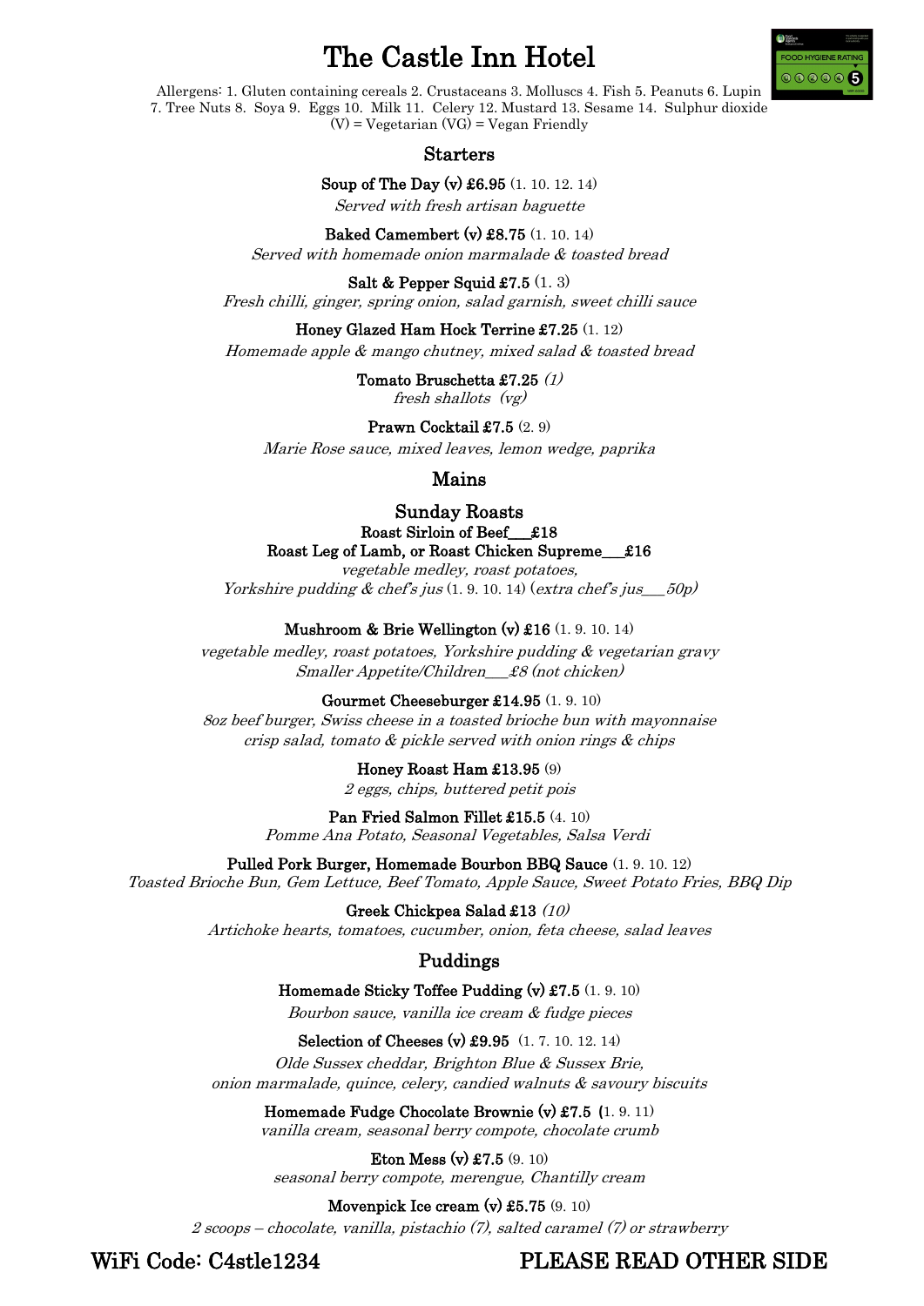# The Castle Inn Hotel

Allergens: 1. Gluten containing cereals 2. Crustaceans 3. Molluscs 4. Fish 5. Peanuts 6. Lupin 7. Tree Nuts 8. Soya 9. Eggs 10. Milk 11. Celery 12. Mustard 13. Sesame 14. Sulphur dioxide
(V) = Vegetarian (VG) = Vegan Friendly

## Starters

**Soup of The Day (v) £6.95** (1. 10. 12. 14)
*Served with fresh artisan baguette*

**Baked Camembert (v) £8.75** (1. 10. 14)
*Served with homemade onion marmalade & toasted bread*

**Salt & Pepper Squid £7.5** (1. 3)
*Fresh chilli, ginger, spring onion, salad garnish, sweet chilli sauce*

**Honey Glazed Ham Hock Terrine £7.25** (1. 12)
*Homemade apple & mango chutney, mixed salad & toasted bread*

**Tomato Bruschetta £7.25** *(1)*
*fresh shallots (vg)*

**Prawn Cocktail £7.5** (2. 9)
*Marie Rose sauce, mixed leaves, lemon wedge, paprika*

## Mains

### Sunday Roasts

**Roast Sirloin of Beef___£18**
**Roast Leg of Lamb, or Roast Chicken Supreme___£16**
*vegetable medley, roast potatoes,*
*Yorkshire pudding & chef's jus* (1. 9. 10. 14) (*extra chef's jus___50p)*

**Mushroom & Brie Wellington (v) £16** (1. 9. 10. 14)
*vegetable medley, roast potatoes, Yorkshire pudding & vegetarian gravy*
*Smaller Appetite/Children___£8 (not chicken)*

**Gourmet Cheeseburger £14.95** (1. 9. 10)
*8oz beef burger, Swiss cheese in a toasted brioche bun with mayonnaise*
*crisp salad, tomato & pickle served with onion rings & chips*

**Honey Roast Ham £13.95** (9)
*2 eggs, chips, buttered petit pois*

**Pan Fried Salmon Fillet £15.5** (4. 10)
*Pomme Ana Potato, Seasonal Vegetables, Salsa Verdi*

**Pulled Pork Burger, Homemade Bourbon BBQ Sauce** (1. 9. 10. 12)
*Toasted Brioche Bun, Gem Lettuce, Beef Tomato, Apple Sauce, Sweet Potato Fries, BBQ Dip*

**Greek Chickpea Salad £13** *(10)*
*Artichoke hearts, tomatoes, cucumber, onion, feta cheese, salad leaves*

## Puddings

**Homemade Sticky Toffee Pudding (v) £7.5** (1. 9. 10)
*Bourbon sauce, vanilla ice cream & fudge pieces*

**Selection of Cheeses (v) £9.95** (1. 7. 10. 12. 14)
*Olde Sussex cheddar, Brighton Blue & Sussex Brie,*
*onion marmalade, quince, celery, candied walnuts & savoury biscuits*

**Homemade Fudge Chocolate Brownie (v) £7.5** (1. 9. 11)
*vanilla cream, seasonal berry compote, chocolate crumb*

**Eton Mess (v) £7.5** (9. 10)
*seasonal berry compote, merengue, Chantilly cream*

**Movenpick Ice cream (v) £5.75** (9. 10)
*2 scoops – chocolate, vanilla, pistachio (7), salted caramel (7) or strawberry*

WiFi Code: C4stle1234

PLEASE READ OTHER SIDE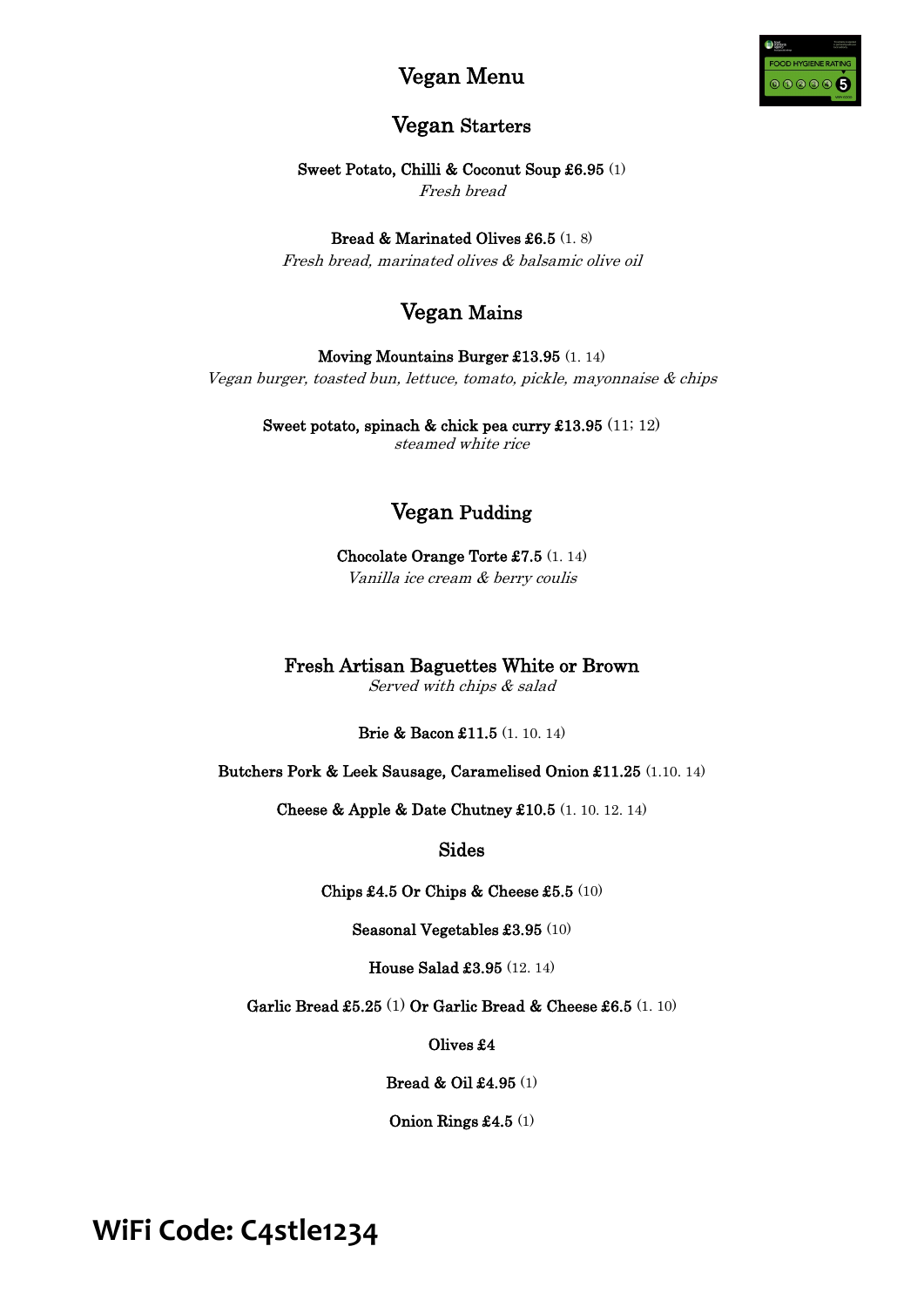# Vegan Menu

## Vegan Starters

**Sweet Potato, Chilli & Coconut Soup £6.95** (1)
*Fresh bread*

**Bread & Marinated Olives £6.5** (1. 8)
*Fresh bread, marinated olives & balsamic olive oil*

## Vegan Mains

**Moving Mountains Burger £13.95** (1. 14)
*Vegan burger, toasted bun, lettuce, tomato, pickle, mayonnaise & chips*

**Sweet potato, spinach & chick pea curry £13.95** (11; 12)
*steamed white rice*

## Vegan Pudding

**Chocolate Orange Torte £7.5** (1. 14)
*Vanilla ice cream & berry coulis*

## Fresh Artisan Baguettes White or Brown

*Served with chips & salad*

**Brie & Bacon £11.5** (1. 10. 14)

**Butchers Pork & Leek Sausage, Caramelised Onion £11.25** (1.10. 14)

**Cheese & Apple & Date Chutney £10.5** (1. 10. 12. 14)

## Sides

**Chips £4.5 Or Chips & Cheese £5.5** (10)

**Seasonal Vegetables £3.95** (10)

**House Salad £3.95** (12. 14)

**Garlic Bread £5.25** (1) **Or Garlic Bread & Cheese £6.5** (1. 10)

**Olives £4**

**Bread & Oil £4.95** (1)

**Onion Rings £4.5** (1)

**WiFi Code: C4stle1234**